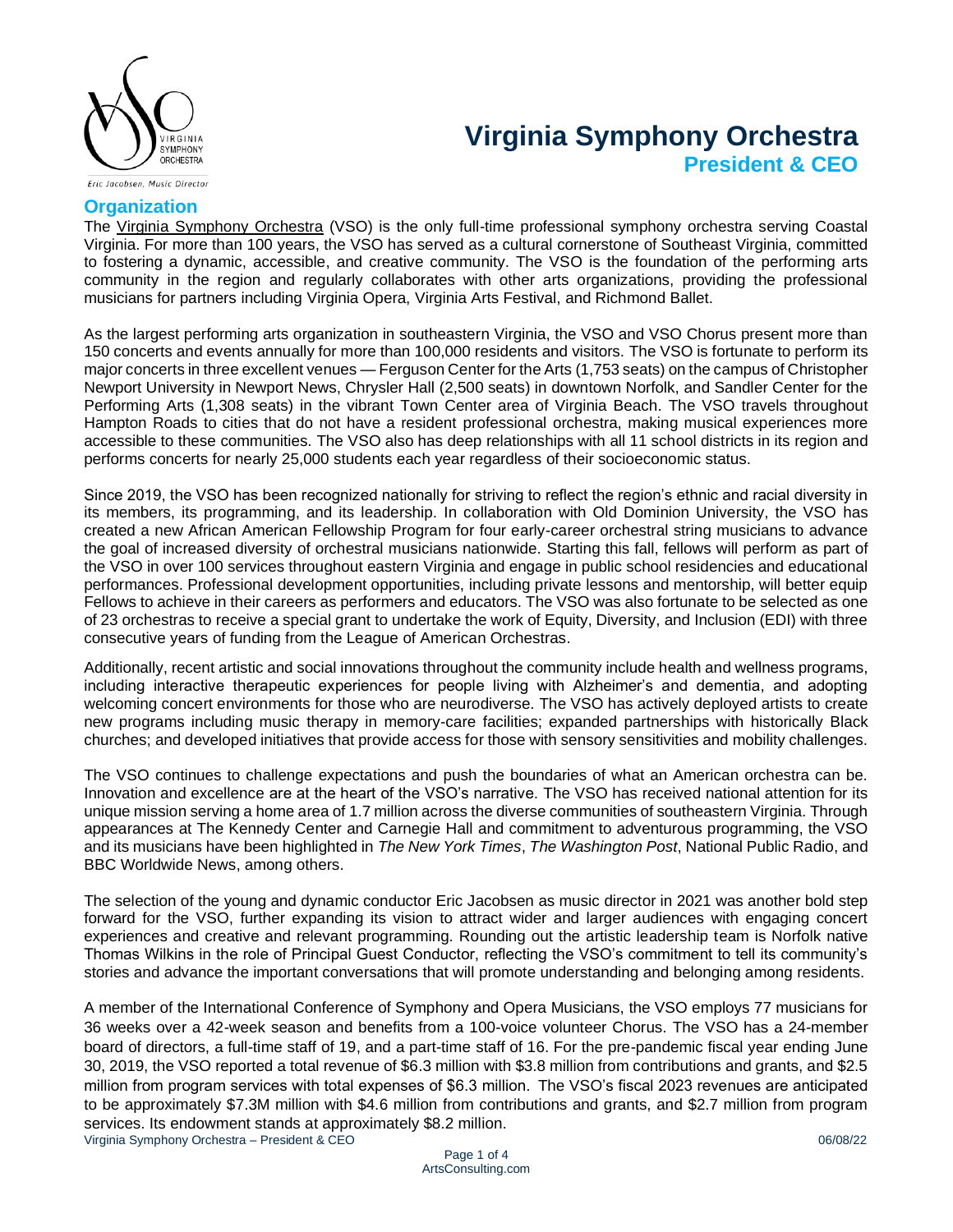# Virginia Symphony Orchestra

## President & CEO

*Eric Jacobsen, Music Director*

## Organization

The Virginia Symphony Orchestra (VSO) is the only full-time professional symphony orchestra serving Coastal Virginia. For more than 100 years, the VSO has served as a cultural cornerstone of Southeast Virginia, committed to fostering a dynamic, accessible, and creative community. The VSO is the foundation of the performing arts community in the region and regularly collaborates with other arts organizations, providing the professional musicians for partners including Virginia Opera, Virginia Arts Festival, and Richmond Ballet.

As the largest performing arts organization in southeastern Virginia, the VSO and VSO Chorus present more than 150 concerts and events annually for more than 100,000 residents and visitors. The VSO is fortunate to perform its major concerts in three excellent venues — Ferguson Center for the Arts (1,753 seats) on the campus of Christopher Newport University in Newport News, Chrysler Hall (2,500 seats) in downtown Norfolk, and Sandler Center for the Performing Arts (1,308 seats) in the vibrant Town Center area of Virginia Beach. The VSO travels throughout Hampton Roads to cities that do not have a resident professional orchestra, making musical experiences more accessible to these communities. The VSO also has deep relationships with all 11 school districts in its region and performs concerts for nearly 25,000 students each year regardless of their socioeconomic status.

Since 2019, the VSO has been recognized nationally for striving to reflect the region's ethnic and racial diversity in its members, its programming, and its leadership. In collaboration with Old Dominion University, the VSO has created a new African American Fellowship Program for four early-career orchestral string musicians to advance the goal of increased diversity of orchestral musicians nationwide. Starting this fall, fellows will perform as part of the VSO in over 100 services throughout eastern Virginia and engage in public school residencies and educational performances. Professional development opportunities, including private lessons and mentorship, will better equip Fellows to achieve in their careers as performers and educators. The VSO was also fortunate to be selected as one of 23 orchestras to receive a special grant to undertake the work of Equity, Diversity, and Inclusion (EDI) with three consecutive years of funding from the League of American Orchestras.

Additionally, recent artistic and social innovations throughout the community include health and wellness programs, including interactive therapeutic experiences for people living with Alzheimer's and dementia, and adopting welcoming concert environments for those who are neurodiverse. The VSO has actively deployed artists to create new programs including music therapy in memory-care facilities; expanded partnerships with historically Black churches; and developed initiatives that provide access for those with sensory sensitivities and mobility challenges.

The VSO continues to challenge expectations and push the boundaries of what an American orchestra can be. Innovation and excellence are at the heart of the VSO's narrative. The VSO has received national attention for its unique mission serving a home area of 1.7 million across the diverse communities of southeastern Virginia. Through appearances at The Kennedy Center and Carnegie Hall and commitment to adventurous programming, the VSO and its musicians have been highlighted in *The New York Times*, *The Washington Post*, National Public Radio, and BBC Worldwide News, among others.

The selection of the young and dynamic conductor Eric Jacobsen as music director in 2021 was another bold step forward for the VSO, further expanding its vision to attract wider and larger audiences with engaging concert experiences and creative and relevant programming. Rounding out the artistic leadership team is Norfolk native Thomas Wilkins in the role of Principal Guest Conductor, reflecting the VSO's commitment to tell its community's stories and advance the important conversations that will promote understanding and belonging among residents.

A member of the International Conference of Symphony and Opera Musicians, the VSO employs 77 musicians for 36 weeks over a 42-week season and benefits from a 100-voice volunteer Chorus. The VSO has a 24-member board of directors, a full-time staff of 19, and a part-time staff of 16. For the pre-pandemic fiscal year ending June 30, 2019, the VSO reported a total revenue of $6.3 million with $3.8 million from contributions and grants, and $2.5 million from program services with total expenses of $6.3 million. The VSO's fiscal 2023 revenues are anticipated to be approximately $7.3M million with $4.6 million from contributions and grants, and $2.7 million from program services. Its endowment stands at approximately $8.2 million.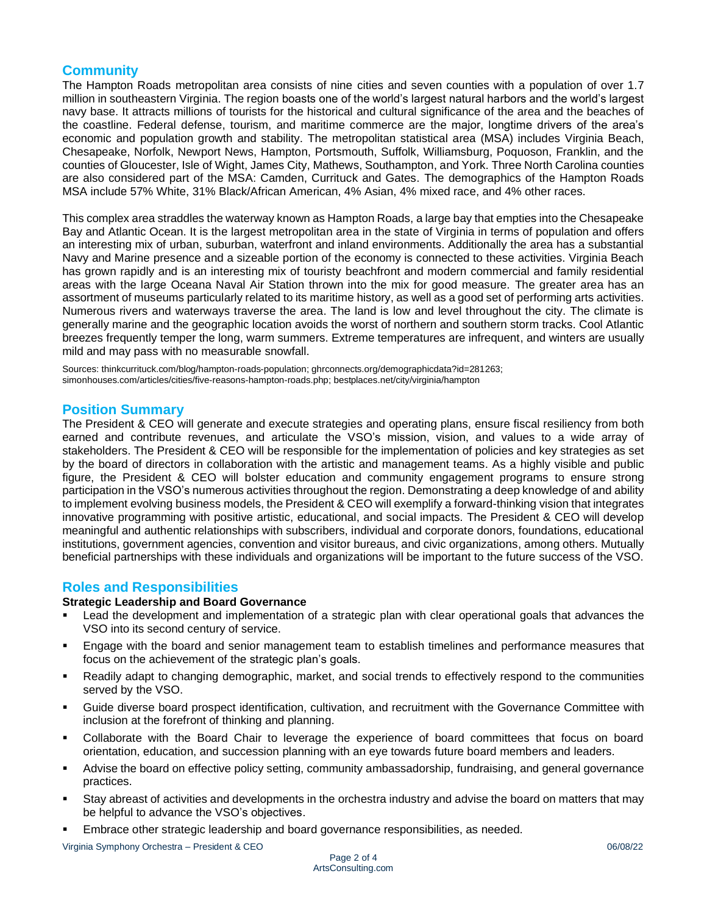## Community

The Hampton Roads metropolitan area consists of nine cities and seven counties with a population of over 1.7 million in southeastern Virginia. The region boasts one of the world's largest natural harbors and the world's largest navy base. It attracts millions of tourists for the historical and cultural significance of the area and the beaches of the coastline. Federal defense, tourism, and maritime commerce are the major, longtime drivers of the area's economic and population growth and stability. The metropolitan statistical area (MSA) includes Virginia Beach, Chesapeake, Norfolk, Newport News, Hampton, Portsmouth, Suffolk, Williamsburg, Poquoson, Franklin, and the counties of Gloucester, Isle of Wight, James City, Mathews, Southampton, and York. Three North Carolina counties are also considered part of the MSA: Camden, Currituck and Gates. The demographics of the Hampton Roads MSA include 57% White, 31% Black/African American, 4% Asian, 4% mixed race, and 4% other races.

This complex area straddles the waterway known as Hampton Roads, a large bay that empties into the Chesapeake Bay and Atlantic Ocean. It is the largest metropolitan area in the state of Virginia in terms of population and offers an interesting mix of urban, suburban, waterfront and inland environments. Additionally the area has a substantial Navy and Marine presence and a sizeable portion of the economy is connected to these activities. Virginia Beach has grown rapidly and is an interesting mix of touristy beachfront and modern commercial and family residential areas with the large Oceana Naval Air Station thrown into the mix for good measure. The greater area has an assortment of museums particularly related to its maritime history, as well as a good set of performing arts activities. Numerous rivers and waterways traverse the area. The land is low and level throughout the city. The climate is generally marine and the geographic location avoids the worst of northern and southern storm tracks. Cool Atlantic breezes frequently temper the long, warm summers. Extreme temperatures are infrequent, and winters are usually mild and may pass with no measurable snowfall.

Sources: thinkcurrituck.com/blog/hampton-roads-population; ghrconnects.org/demographicdata?id=281263; simonhouses.com/articles/cities/five-reasons-hampton-roads.php; bestplaces.net/city/virginia/hampton

## Position Summary

The President & CEO will generate and execute strategies and operating plans, ensure fiscal resiliency from both earned and contribute revenues, and articulate the VSO's mission, vision, and values to a wide array of stakeholders. The President & CEO will be responsible for the implementation of policies and key strategies as set by the board of directors in collaboration with the artistic and management teams. As a highly visible and public figure, the President & CEO will bolster education and community engagement programs to ensure strong participation in the VSO's numerous activities throughout the region. Demonstrating a deep knowledge of and ability to implement evolving business models, the President & CEO will exemplify a forward-thinking vision that integrates innovative programming with positive artistic, educational, and social impacts. The President & CEO will develop meaningful and authentic relationships with subscribers, individual and corporate donors, foundations, educational institutions, government agencies, convention and visitor bureaus, and civic organizations, among others. Mutually beneficial partnerships with these individuals and organizations will be important to the future success of the VSO.

## Roles and Responsibilities

**Strategic Leadership and Board Governance**

- Lead the development and implementation of a strategic plan with clear operational goals that advances the VSO into its second century of service.
- Engage with the board and senior management team to establish timelines and performance measures that focus on the achievement of the strategic plan's goals.
- Readily adapt to changing demographic, market, and social trends to effectively respond to the communities served by the VSO.
- Guide diverse board prospect identification, cultivation, and recruitment with the Governance Committee with inclusion at the forefront of thinking and planning.
- Collaborate with the Board Chair to leverage the experience of board committees that focus on board orientation, education, and succession planning with an eye towards future board members and leaders.
- Advise the board on effective policy setting, community ambassadorship, fundraising, and general governance practices.
- Stay abreast of activities and developments in the orchestra industry and advise the board on matters that may be helpful to advance the VSO's objectives.
- Embrace other strategic leadership and board governance responsibilities, as needed.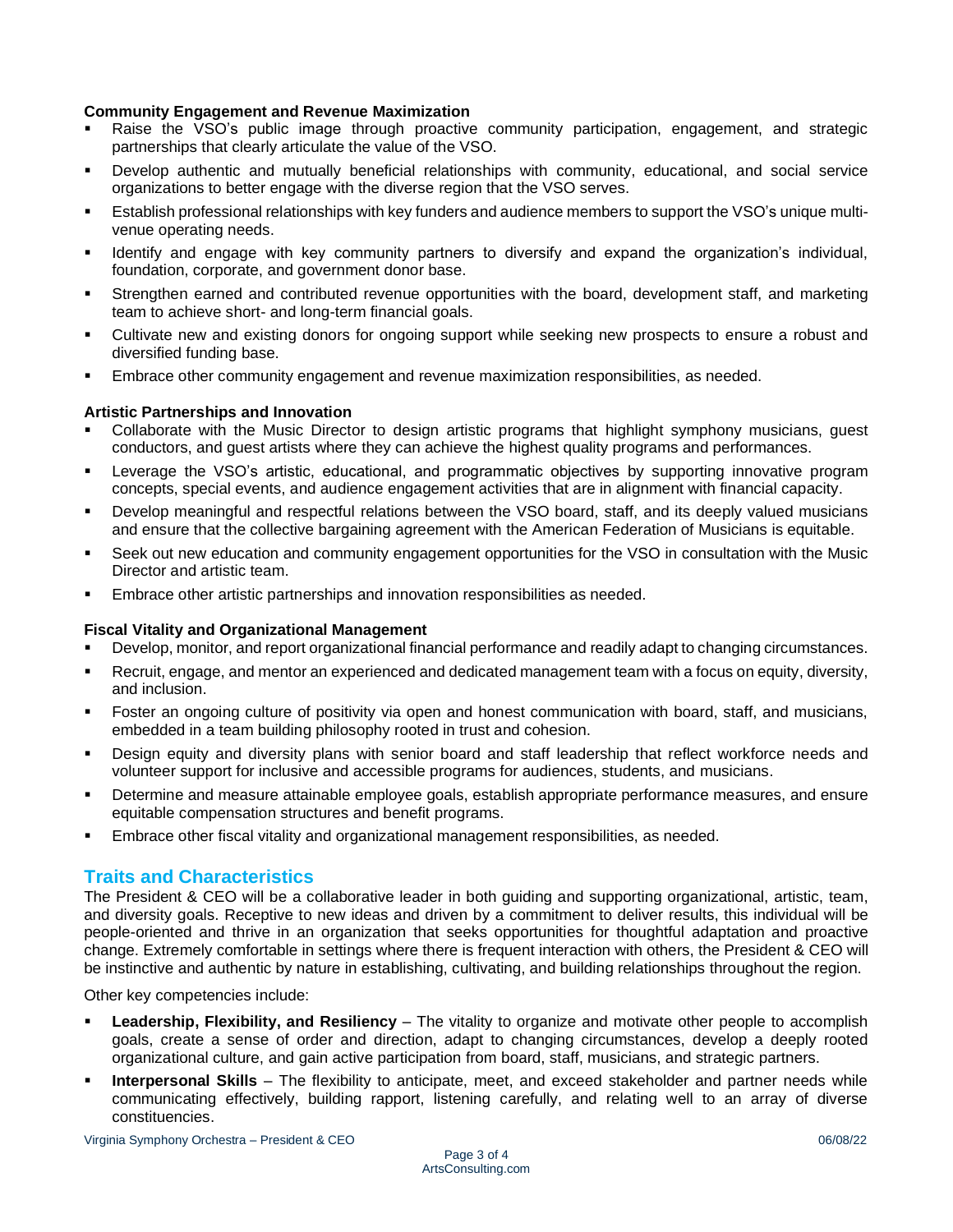**Community Engagement and Revenue Maximization**

- Raise the VSO's public image through proactive community participation, engagement, and strategic partnerships that clearly articulate the value of the VSO.
- Develop authentic and mutually beneficial relationships with community, educational, and social service organizations to better engage with the diverse region that the VSO serves.
- Establish professional relationships with key funders and audience members to support the VSO's unique multi-venue operating needs.
- Identify and engage with key community partners to diversify and expand the organization's individual, foundation, corporate, and government donor base.
- Strengthen earned and contributed revenue opportunities with the board, development staff, and marketing team to achieve short- and long-term financial goals.
- Cultivate new and existing donors for ongoing support while seeking new prospects to ensure a robust and diversified funding base.
- Embrace other community engagement and revenue maximization responsibilities, as needed.

**Artistic Partnerships and Innovation**

- Collaborate with the Music Director to design artistic programs that highlight symphony musicians, guest conductors, and guest artists where they can achieve the highest quality programs and performances.
- Leverage the VSO's artistic, educational, and programmatic objectives by supporting innovative program concepts, special events, and audience engagement activities that are in alignment with financial capacity.
- Develop meaningful and respectful relations between the VSO board, staff, and its deeply valued musicians and ensure that the collective bargaining agreement with the American Federation of Musicians is equitable.
- Seek out new education and community engagement opportunities for the VSO in consultation with the Music Director and artistic team.
- Embrace other artistic partnerships and innovation responsibilities as needed.

**Fiscal Vitality and Organizational Management**

- Develop, monitor, and report organizational financial performance and readily adapt to changing circumstances.
- Recruit, engage, and mentor an experienced and dedicated management team with a focus on equity, diversity, and inclusion.
- Foster an ongoing culture of positivity via open and honest communication with board, staff, and musicians, embedded in a team building philosophy rooted in trust and cohesion.
- Design equity and diversity plans with senior board and staff leadership that reflect workforce needs and volunteer support for inclusive and accessible programs for audiences, students, and musicians.
- Determine and measure attainable employee goals, establish appropriate performance measures, and ensure equitable compensation structures and benefit programs.
- Embrace other fiscal vitality and organizational management responsibilities, as needed.

## Traits and Characteristics

The President & CEO will be a collaborative leader in both guiding and supporting organizational, artistic, team, and diversity goals. Receptive to new ideas and driven by a commitment to deliver results, this individual will be people-oriented and thrive in an organization that seeks opportunities for thoughtful adaptation and proactive change. Extremely comfortable in settings where there is frequent interaction with others, the President & CEO will be instinctive and authentic by nature in establishing, cultivating, and building relationships throughout the region.

Other key competencies include:

- **Leadership, Flexibility, and Resiliency** – The vitality to organize and motivate other people to accomplish goals, create a sense of order and direction, adapt to changing circumstances, develop a deeply rooted organizational culture, and gain active participation from board, staff, musicians, and strategic partners.
- **Interpersonal Skills** – The flexibility to anticipate, meet, and exceed stakeholder and partner needs while communicating effectively, building rapport, listening carefully, and relating well to an array of diverse constituencies.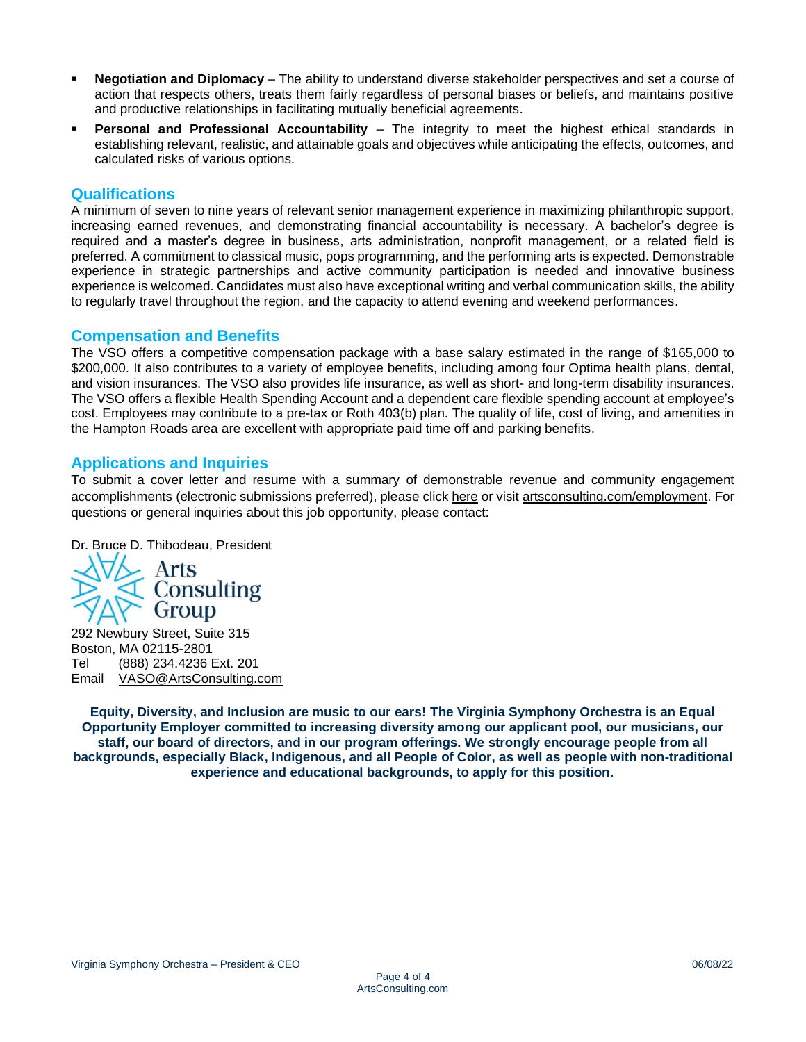- **Negotiation and Diplomacy** – The ability to understand diverse stakeholder perspectives and set a course of action that respects others, treats them fairly regardless of personal biases or beliefs, and maintains positive and productive relationships in facilitating mutually beneficial agreements.
- **Personal and Professional Accountability** – The integrity to meet the highest ethical standards in establishing relevant, realistic, and attainable goals and objectives while anticipating the effects, outcomes, and calculated risks of various options.

## Qualifications

A minimum of seven to nine years of relevant senior management experience in maximizing philanthropic support, increasing earned revenues, and demonstrating financial accountability is necessary. A bachelor's degree is required and a master's degree in business, arts administration, nonprofit management, or a related field is preferred. A commitment to classical music, pops programming, and the performing arts is expected. Demonstrable experience in strategic partnerships and active community participation is needed and innovative business experience is welcomed. Candidates must also have exceptional writing and verbal communication skills, the ability to regularly travel throughout the region, and the capacity to attend evening and weekend performances.

## Compensation and Benefits

The VSO offers a competitive compensation package with a base salary estimated in the range of $165,000 to $200,000. It also contributes to a variety of employee benefits, including among four Optima health plans, dental, and vision insurances. The VSO also provides life insurance, as well as short- and long-term disability insurances. The VSO offers a flexible Health Spending Account and a dependent care flexible spending account at employee's cost. Employees may contribute to a pre-tax or Roth 403(b) plan. The quality of life, cost of living, and amenities in the Hampton Roads area are excellent with appropriate paid time off and parking benefits.

## Applications and Inquiries

To submit a cover letter and resume with a summary of demonstrable revenue and community engagement accomplishments (electronic submissions preferred), please click here or visit artsconsulting.com/employment. For questions or general inquiries about this job opportunity, please contact:

Dr. Bruce D. Thibodeau, President

Arts Consulting Group

292 Newbury Street, Suite 315
Boston, MA 02115-2801
Tel (888) 234.4236 Ext. 201
Email VASO@ArtsConsulting.com

**Equity, Diversity, and Inclusion are music to our ears! The Virginia Symphony Orchestra is an Equal Opportunity Employer committed to increasing diversity among our applicant pool, our musicians, our staff, our board of directors, and in our program offerings. We strongly encourage people from all backgrounds, especially Black, Indigenous, and all People of Color, as well as people with non-traditional experience and educational backgrounds, to apply for this position.**